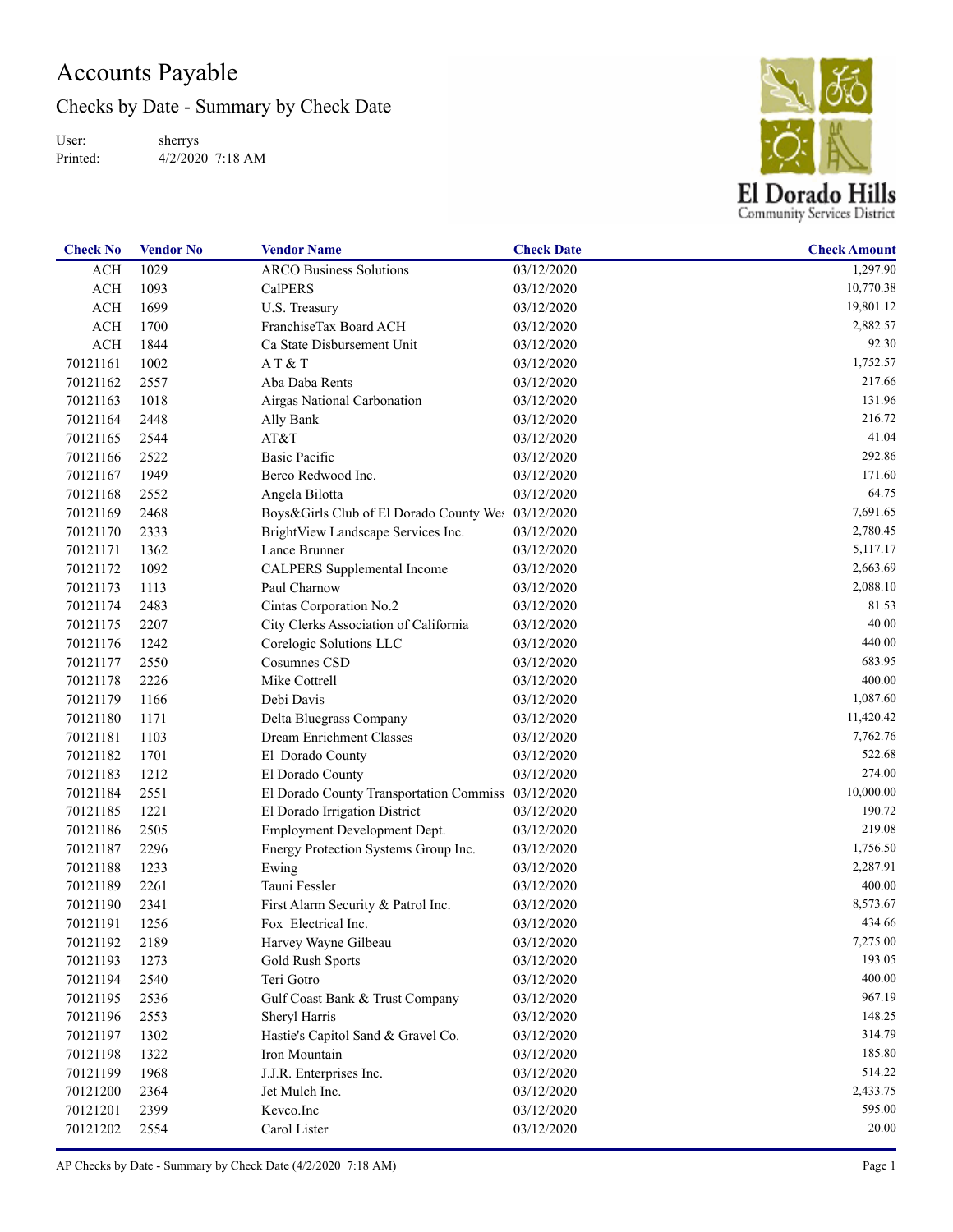# Accounts Payable

## Checks by Date - Summary by Check Date

User: sherrys
Printed: 4/2/2020 7:18 AM

El Dorado Hills
Community Services District

| Check No | Vendor No | Vendor Name | Check Date | Check Amount |
|---|---|---|---|---|
| ACH | 1029 | ARCO Business Solutions | 03/12/2020 | 1,297.90 |
| ACH | 1093 | CalPERS | 03/12/2020 | 10,770.38 |
| ACH | 1699 | U.S. Treasury | 03/12/2020 | 19,801.12 |
| ACH | 1700 | FranchiseTax Board ACH | 03/12/2020 | 2,882.57 |
| ACH | 1844 | Ca State Disbursement Unit | 03/12/2020 | 92.30 |
| 70121161 | 1002 | A T & T | 03/12/2020 | 1,752.57 |
| 70121162 | 2557 | Aba Daba Rents | 03/12/2020 | 217.66 |
| 70121163 | 1018 | Airgas National Carbonation | 03/12/2020 | 131.96 |
| 70121164 | 2448 | Ally Bank | 03/12/2020 | 216.72 |
| 70121165 | 2544 | AT&T | 03/12/2020 | 41.04 |
| 70121166 | 2522 | Basic Pacific | 03/12/2020 | 292.86 |
| 70121167 | 1949 | Berco Redwood Inc. | 03/12/2020 | 171.60 |
| 70121168 | 2552 | Angela Bilotta | 03/12/2020 | 64.75 |
| 70121169 | 2468 | Boys&Girls Club of El Dorado County Wes | 03/12/2020 | 7,691.65 |
| 70121170 | 2333 | BrightView Landscape Services Inc. | 03/12/2020 | 2,780.45 |
| 70121171 | 1362 | Lance Brunner | 03/12/2020 | 5,117.17 |
| 70121172 | 1092 | CALPERS Supplemental Income | 03/12/2020 | 2,663.69 |
| 70121173 | 1113 | Paul Charnow | 03/12/2020 | 2,088.10 |
| 70121174 | 2483 | Cintas Corporation No.2 | 03/12/2020 | 81.53 |
| 70121175 | 2207 | City Clerks Association of California | 03/12/2020 | 40.00 |
| 70121176 | 1242 | Corelogic Solutions LLC | 03/12/2020 | 440.00 |
| 70121177 | 2550 | Cosumnes CSD | 03/12/2020 | 683.95 |
| 70121178 | 2226 | Mike Cottrell | 03/12/2020 | 400.00 |
| 70121179 | 1166 | Debi Davis | 03/12/2020 | 1,087.60 |
| 70121180 | 1171 | Delta Bluegrass Company | 03/12/2020 | 11,420.42 |
| 70121181 | 1103 | Dream Enrichment Classes | 03/12/2020 | 7,762.76 |
| 70121182 | 1701 | El Dorado County | 03/12/2020 | 522.68 |
| 70121183 | 1212 | El Dorado County | 03/12/2020 | 274.00 |
| 70121184 | 2551 | El Dorado County Transportation Commiss | 03/12/2020 | 10,000.00 |
| 70121185 | 1221 | El Dorado Irrigation District | 03/12/2020 | 190.72 |
| 70121186 | 2505 | Employment Development Dept. | 03/12/2020 | 219.08 |
| 70121187 | 2296 | Energy Protection Systems Group Inc. | 03/12/2020 | 1,756.50 |
| 70121188 | 1233 | Ewing | 03/12/2020 | 2,287.91 |
| 70121189 | 2261 | Tauni Fessler | 03/12/2020 | 400.00 |
| 70121190 | 2341 | First Alarm Security & Patrol Inc. | 03/12/2020 | 8,573.67 |
| 70121191 | 1256 | Fox Electrical Inc. | 03/12/2020 | 434.66 |
| 70121192 | 2189 | Harvey Wayne Gilbeau | 03/12/2020 | 7,275.00 |
| 70121193 | 1273 | Gold Rush Sports | 03/12/2020 | 193.05 |
| 70121194 | 2540 | Teri Gotro | 03/12/2020 | 400.00 |
| 70121195 | 2536 | Gulf Coast Bank & Trust Company | 03/12/2020 | 967.19 |
| 70121196 | 2553 | Sheryl Harris | 03/12/2020 | 148.25 |
| 70121197 | 1302 | Hastie's Capitol Sand & Gravel Co. | 03/12/2020 | 314.79 |
| 70121198 | 1322 | Iron Mountain | 03/12/2020 | 185.80 |
| 70121199 | 1968 | J.J.R. Enterprises Inc. | 03/12/2020 | 514.22 |
| 70121200 | 2364 | Jet Mulch Inc. | 03/12/2020 | 2,433.75 |
| 70121201 | 2399 | Kevco.Inc | 03/12/2020 | 595.00 |
| 70121202 | 2554 | Carol Lister | 03/12/2020 | 20.00 |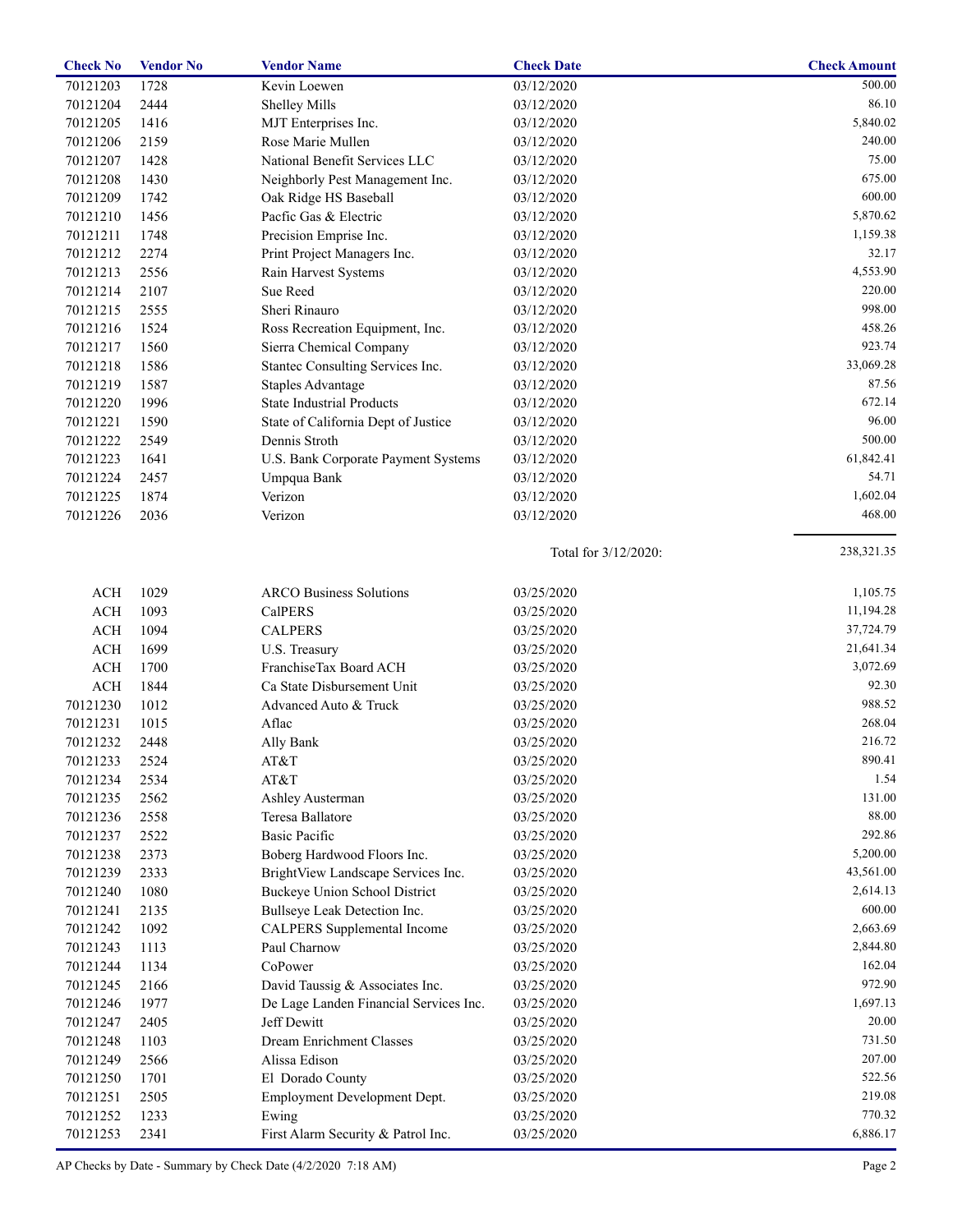| Check No | Vendor No | Vendor Name | Check Date | Check Amount |
|---|---|---|---|---|
| 70121203 | 1728 | Kevin Loewen | 03/12/2020 | 500.00 |
| 70121204 | 2444 | Shelley Mills | 03/12/2020 | 86.10 |
| 70121205 | 1416 | MJT Enterprises Inc. | 03/12/2020 | 5,840.02 |
| 70121206 | 2159 | Rose Marie Mullen | 03/12/2020 | 240.00 |
| 70121207 | 1428 | National Benefit Services LLC | 03/12/2020 | 75.00 |
| 70121208 | 1430 | Neighborly Pest Management Inc. | 03/12/2020 | 675.00 |
| 70121209 | 1742 | Oak Ridge HS Baseball | 03/12/2020 | 600.00 |
| 70121210 | 1456 | Pacfic Gas & Electric | 03/12/2020 | 5,870.62 |
| 70121211 | 1748 | Precision Emprise Inc. | 03/12/2020 | 1,159.38 |
| 70121212 | 2274 | Print Project Managers Inc. | 03/12/2020 | 32.17 |
| 70121213 | 2556 | Rain Harvest Systems | 03/12/2020 | 4,553.90 |
| 70121214 | 2107 | Sue Reed | 03/12/2020 | 220.00 |
| 70121215 | 2555 | Sheri Rinauro | 03/12/2020 | 998.00 |
| 70121216 | 1524 | Ross Recreation Equipment, Inc. | 03/12/2020 | 458.26 |
| 70121217 | 1560 | Sierra Chemical Company | 03/12/2020 | 923.74 |
| 70121218 | 1586 | Stantec Consulting Services Inc. | 03/12/2020 | 33,069.28 |
| 70121219 | 1587 | Staples Advantage | 03/12/2020 | 87.56 |
| 70121220 | 1996 | State Industrial Products | 03/12/2020 | 672.14 |
| 70121221 | 1590 | State of California Dept of Justice | 03/12/2020 | 96.00 |
| 70121222 | 2549 | Dennis Stroth | 03/12/2020 | 500.00 |
| 70121223 | 1641 | U.S. Bank Corporate Payment Systems | 03/12/2020 | 61,842.41 |
| 70121224 | 2457 | Umpqua Bank | 03/12/2020 | 54.71 |
| 70121225 | 1874 | Verizon | 03/12/2020 | 1,602.04 |
| 70121226 | 2036 | Verizon | 03/12/2020 | 468.00 |
| | | | Total for 3/12/2020: | 238,321.35 |
| ACH | 1029 | ARCO Business Solutions | 03/25/2020 | 1,105.75 |
| ACH | 1093 | CalPERS | 03/25/2020 | 11,194.28 |
| ACH | 1094 | CALPERS | 03/25/2020 | 37,724.79 |
| ACH | 1699 | U.S. Treasury | 03/25/2020 | 21,641.34 |
| ACH | 1700 | FranchiseTax Board ACH | 03/25/2020 | 3,072.69 |
| ACH | 1844 | Ca State Disbursement Unit | 03/25/2020 | 92.30 |
| 70121230 | 1012 | Advanced Auto & Truck | 03/25/2020 | 988.52 |
| 70121231 | 1015 | Aflac | 03/25/2020 | 268.04 |
| 70121232 | 2448 | Ally Bank | 03/25/2020 | 216.72 |
| 70121233 | 2524 | AT&T | 03/25/2020 | 890.41 |
| 70121234 | 2534 | AT&T | 03/25/2020 | 1.54 |
| 70121235 | 2562 | Ashley Austerman | 03/25/2020 | 131.00 |
| 70121236 | 2558 | Teresa Ballatore | 03/25/2020 | 88.00 |
| 70121237 | 2522 | Basic Pacific | 03/25/2020 | 292.86 |
| 70121238 | 2373 | Boberg Hardwood Floors Inc. | 03/25/2020 | 5,200.00 |
| 70121239 | 2333 | BrightView Landscape Services Inc. | 03/25/2020 | 43,561.00 |
| 70121240 | 1080 | Buckeye Union School District | 03/25/2020 | 2,614.13 |
| 70121241 | 2135 | Bullseye Leak Detection Inc. | 03/25/2020 | 600.00 |
| 70121242 | 1092 | CALPERS Supplemental Income | 03/25/2020 | 2,663.69 |
| 70121243 | 1113 | Paul Charnow | 03/25/2020 | 2,844.80 |
| 70121244 | 1134 | CoPower | 03/25/2020 | 162.04 |
| 70121245 | 2166 | David Taussig & Associates Inc. | 03/25/2020 | 972.90 |
| 70121246 | 1977 | De Lage Landen Financial Services Inc. | 03/25/2020 | 1,697.13 |
| 70121247 | 2405 | Jeff Dewitt | 03/25/2020 | 20.00 |
| 70121248 | 1103 | Dream Enrichment Classes | 03/25/2020 | 731.50 |
| 70121249 | 2566 | Alissa Edison | 03/25/2020 | 207.00 |
| 70121250 | 1701 | El Dorado County | 03/25/2020 | 522.56 |
| 70121251 | 2505 | Employment Development Dept. | 03/25/2020 | 219.08 |
| 70121252 | 1233 | Ewing | 03/25/2020 | 770.32 |
| 70121253 | 2341 | First Alarm Security & Patrol Inc. | 03/25/2020 | 6,886.17 |

AP Checks by Date - Summary by Check Date (4/2/2020 7:18 AM)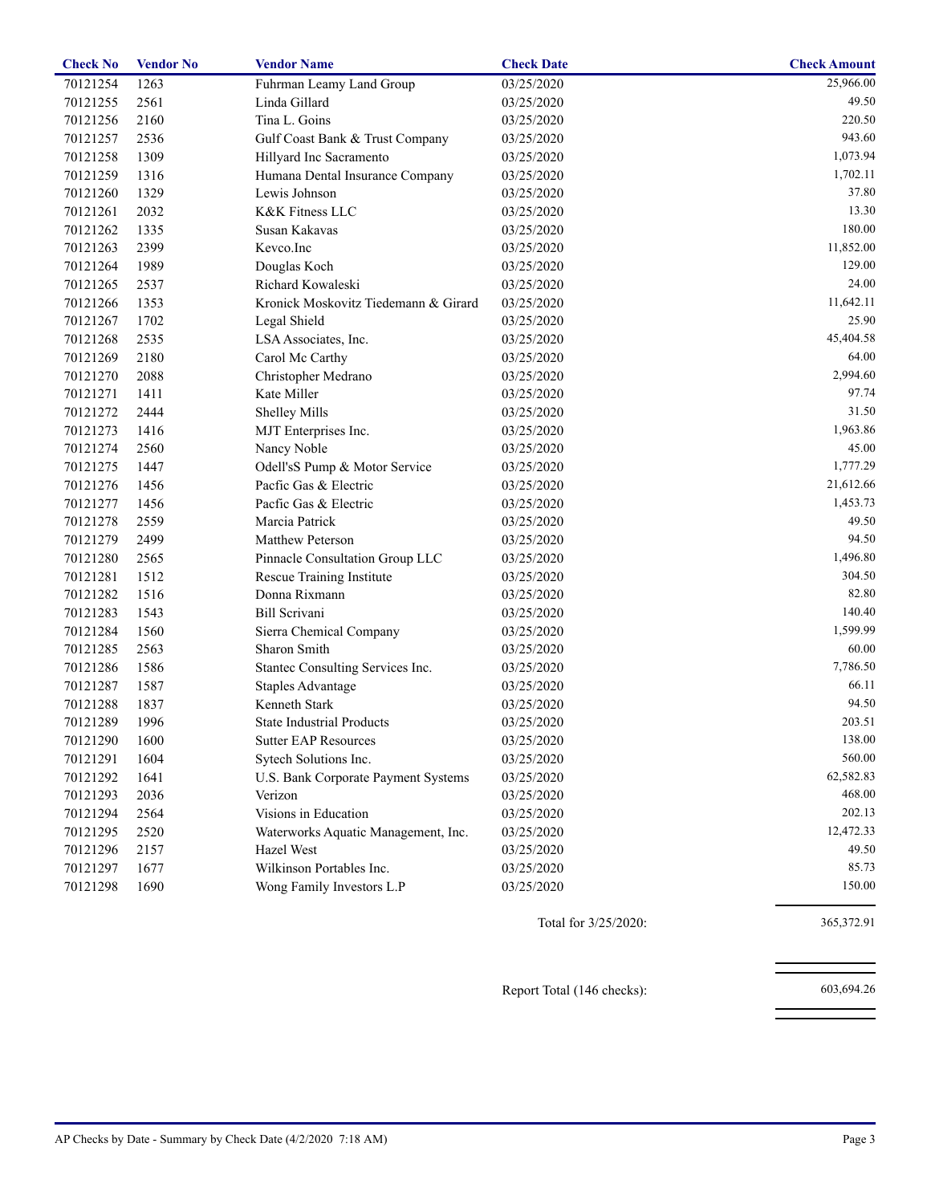| Check No | Vendor No | Vendor Name | Check Date | Check Amount |
|---|---|---|---|---|
| 70121254 | 1263 | Fuhrman Leamy Land Group | 03/25/2020 | 25,966.00 |
| 70121255 | 2561 | Linda Gillard | 03/25/2020 | 49.50 |
| 70121256 | 2160 | Tina L. Goins | 03/25/2020 | 220.50 |
| 70121257 | 2536 | Gulf Coast Bank & Trust Company | 03/25/2020 | 943.60 |
| 70121258 | 1309 | Hillyard Inc Sacramento | 03/25/2020 | 1,073.94 |
| 70121259 | 1316 | Humana Dental Insurance Company | 03/25/2020 | 1,702.11 |
| 70121260 | 1329 | Lewis Johnson | 03/25/2020 | 37.80 |
| 70121261 | 2032 | K&K Fitness LLC | 03/25/2020 | 13.30 |
| 70121262 | 1335 | Susan Kakavas | 03/25/2020 | 180.00 |
| 70121263 | 2399 | Kevco.Inc | 03/25/2020 | 11,852.00 |
| 70121264 | 1989 | Douglas Koch | 03/25/2020 | 129.00 |
| 70121265 | 2537 | Richard Kowaleski | 03/25/2020 | 24.00 |
| 70121266 | 1353 | Kronick Moskovitz Tiedemann & Girard | 03/25/2020 | 11,642.11 |
| 70121267 | 1702 | Legal Shield | 03/25/2020 | 25.90 |
| 70121268 | 2535 | LSA Associates, Inc. | 03/25/2020 | 45,404.58 |
| 70121269 | 2180 | Carol Mc Carthy | 03/25/2020 | 64.00 |
| 70121270 | 2088 | Christopher Medrano | 03/25/2020 | 2,994.60 |
| 70121271 | 1411 | Kate Miller | 03/25/2020 | 97.74 |
| 70121272 | 2444 | Shelley Mills | 03/25/2020 | 31.50 |
| 70121273 | 1416 | MJT Enterprises Inc. | 03/25/2020 | 1,963.86 |
| 70121274 | 2560 | Nancy Noble | 03/25/2020 | 45.00 |
| 70121275 | 1447 | Odell'sS Pump & Motor Service | 03/25/2020 | 1,777.29 |
| 70121276 | 1456 | Pacfic Gas & Electric | 03/25/2020 | 21,612.66 |
| 70121277 | 1456 | Pacfic Gas & Electric | 03/25/2020 | 1,453.73 |
| 70121278 | 2559 | Marcia Patrick | 03/25/2020 | 49.50 |
| 70121279 | 2499 | Matthew Peterson | 03/25/2020 | 94.50 |
| 70121280 | 2565 | Pinnacle Consultation Group LLC | 03/25/2020 | 1,496.80 |
| 70121281 | 1512 | Rescue Training Institute | 03/25/2020 | 304.50 |
| 70121282 | 1516 | Donna Rixmann | 03/25/2020 | 82.80 |
| 70121283 | 1543 | Bill Scrivani | 03/25/2020 | 140.40 |
| 70121284 | 1560 | Sierra Chemical Company | 03/25/2020 | 1,599.99 |
| 70121285 | 2563 | Sharon Smith | 03/25/2020 | 60.00 |
| 70121286 | 1586 | Stantec Consulting Services Inc. | 03/25/2020 | 7,786.50 |
| 70121287 | 1587 | Staples Advantage | 03/25/2020 | 66.11 |
| 70121288 | 1837 | Kenneth Stark | 03/25/2020 | 94.50 |
| 70121289 | 1996 | State Industrial Products | 03/25/2020 | 203.51 |
| 70121290 | 1600 | Sutter EAP Resources | 03/25/2020 | 138.00 |
| 70121291 | 1604 | Sytech Solutions Inc. | 03/25/2020 | 560.00 |
| 70121292 | 1641 | U.S. Bank Corporate Payment Systems | 03/25/2020 | 62,582.83 |
| 70121293 | 2036 | Verizon | 03/25/2020 | 468.00 |
| 70121294 | 2564 | Visions in Education | 03/25/2020 | 202.13 |
| 70121295 | 2520 | Waterworks Aquatic Management, Inc. | 03/25/2020 | 12,472.33 |
| 70121296 | 2157 | Hazel West | 03/25/2020 | 49.50 |
| 70121297 | 1677 | Wilkinson Portables Inc. | 03/25/2020 | 85.73 |
| 70121298 | 1690 | Wong Family Investors L.P | 03/25/2020 | 150.00 |
| | | | Total for 3/25/2020: | 365,372.91 |
| | | | Report Total (146 checks): | 603,694.26 |

AP Checks by Date - Summary by Check Date (4/2/2020 7:18 AM)